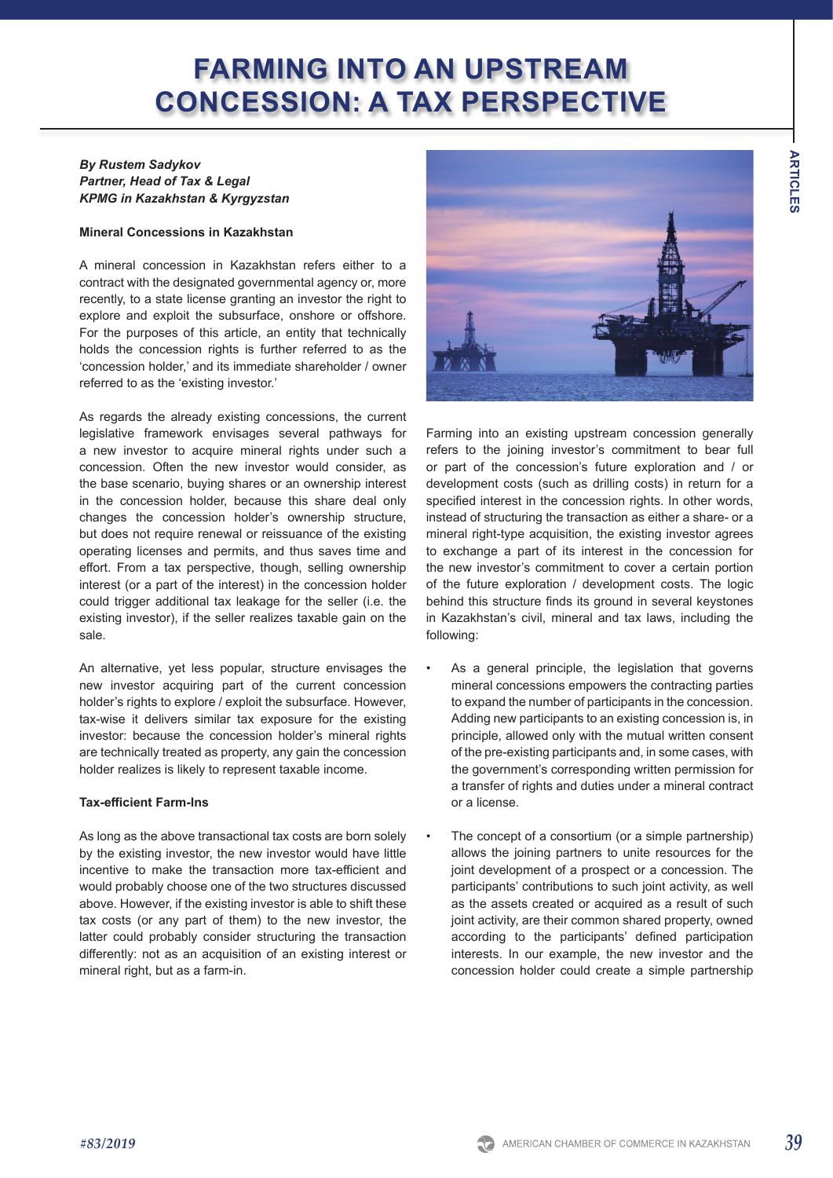# FARMING INTO AN UPSTREAM CONCESSION: A TAX PERSPECTIVE

***By Rustem Sadykov***
***Partner, Head of Tax & Legal***
***KPMG in Kazakhstan & Kyrgyzstan***

**Mineral Concessions in Kazakhstan**

A mineral concession in Kazakhstan refers either to a contract with the designated governmental agency or, more recently, to a state license granting an investor the right to explore and exploit the subsurface, onshore or offshore. For the purposes of this article, an entity that technically holds the concession rights is further referred to as the 'concession holder,' and its immediate shareholder / owner referred to as the 'existing investor.'

As regards the already existing concessions, the current legislative framework envisages several pathways for a new investor to acquire mineral rights under such a concession. Often the new investor would consider, as the base scenario, buying shares or an ownership interest in the concession holder, because this share deal only changes the concession holder's ownership structure, but does not require renewal or reissuance of the existing operating licenses and permits, and thus saves time and effort. From a tax perspective, though, selling ownership interest (or a part of the interest) in the concession holder could trigger additional tax leakage for the seller (i.e. the existing investor), if the seller realizes taxable gain on the sale.

An alternative, yet less popular, structure envisages the new investor acquiring part of the current concession holder's rights to explore / exploit the subsurface. However, tax-wise it delivers similar tax exposure for the existing investor: because the concession holder's mineral rights are technically treated as property, any gain the concession holder realizes is likely to represent taxable income.

**Tax-efficient Farm-Ins**

As long as the above transactional tax costs are born solely by the existing investor, the new investor would have little incentive to make the transaction more tax-efficient and would probably choose one of the two structures discussed above. However, if the existing investor is able to shift these tax costs (or any part of them) to the new investor, the latter could probably consider structuring the transaction differently: not as an acquisition of an existing interest or mineral right, but as a farm-in.

Farming into an existing upstream concession generally refers to the joining investor's commitment to bear full or part of the concession's future exploration and / or development costs (such as drilling costs) in return for a specified interest in the concession rights. In other words, instead of structuring the transaction as either a share- or a mineral right-type acquisition, the existing investor agrees to exchange a part of its interest in the concession for the new investor's commitment to cover a certain portion of the future exploration / development costs. The logic behind this structure finds its ground in several keystones in Kazakhstan's civil, mineral and tax laws, including the following:

- As a general principle, the legislation that governs mineral concessions empowers the contracting parties to expand the number of participants in the concession. Adding new participants to an existing concession is, in principle, allowed only with the mutual written consent of the pre-existing participants and, in some cases, with the government's corresponding written permission for a transfer of rights and duties under a mineral contract or a license.
- The concept of a consortium (or a simple partnership) allows the joining partners to unite resources for the joint development of a prospect or a concession. The participants' contributions to such joint activity, as well as the assets created or acquired as a result of such joint activity, are their common shared property, owned according to the participants' defined participation interests. In our example, the new investor and the concession holder could create a simple partnership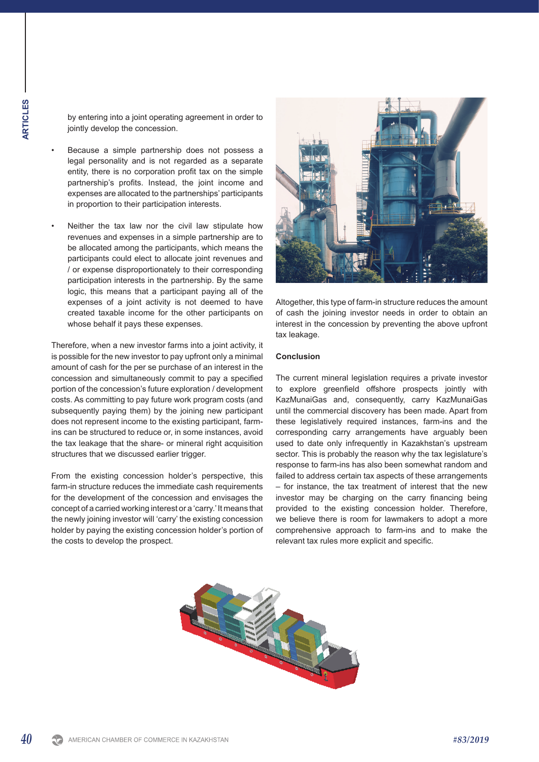by entering into a joint operating agreement in order to jointly develop the concession.

- Because a simple partnership does not possess a legal personality and is not regarded as a separate entity, there is no corporation profit tax on the simple partnership's profits. Instead, the joint income and expenses are allocated to the partnerships' participants in proportion to their participation interests.

- Neither the tax law nor the civil law stipulate how revenues and expenses in a simple partnership are to be allocated among the participants, which means the participants could elect to allocate joint revenues and / or expense disproportionately to their corresponding participation interests in the partnership. By the same logic, this means that a participant paying all of the expenses of a joint activity is not deemed to have created taxable income for the other participants on whose behalf it pays these expenses.

Therefore, when a new investor farms into a joint activity, it is possible for the new investor to pay upfront only a minimal amount of cash for the per se purchase of an interest in the concession and simultaneously commit to pay a specified portion of the concession's future exploration / development costs. As committing to pay future work program costs (and subsequently paying them) by the joining new participant does not represent income to the existing participant, farm-ins can be structured to reduce or, in some instances, avoid the tax leakage that the share- or mineral right acquisition structures that we discussed earlier trigger.

From the existing concession holder's perspective, this farm-in structure reduces the immediate cash requirements for the development of the concession and envisages the concept of a carried working interest or a 'carry.' It means that the newly joining investor will 'carry' the existing concession holder by paying the existing concession holder's portion of the costs to develop the prospect.

Altogether, this type of farm-in structure reduces the amount of cash the joining investor needs in order to obtain an interest in the concession by preventing the above upfront tax leakage.

**Conclusion**

The current mineral legislation requires a private investor to explore greenfield offshore prospects jointly with KazMunaiGas and, consequently, carry KazMunaiGas until the commercial discovery has been made. Apart from these legislatively required instances, farm-ins and the corresponding carry arrangements have arguably been used to date only infrequently in Kazakhstan's upstream sector. This is probably the reason why the tax legislature's response to farm-ins has also been somewhat random and failed to address certain tax aspects of these arrangements – for instance, the tax treatment of interest that the new investor may be charging on the carry financing being provided to the existing concession holder. Therefore, we believe there is room for lawmakers to adopt a more comprehensive approach to farm-ins and to make the relevant tax rules more explicit and specific.